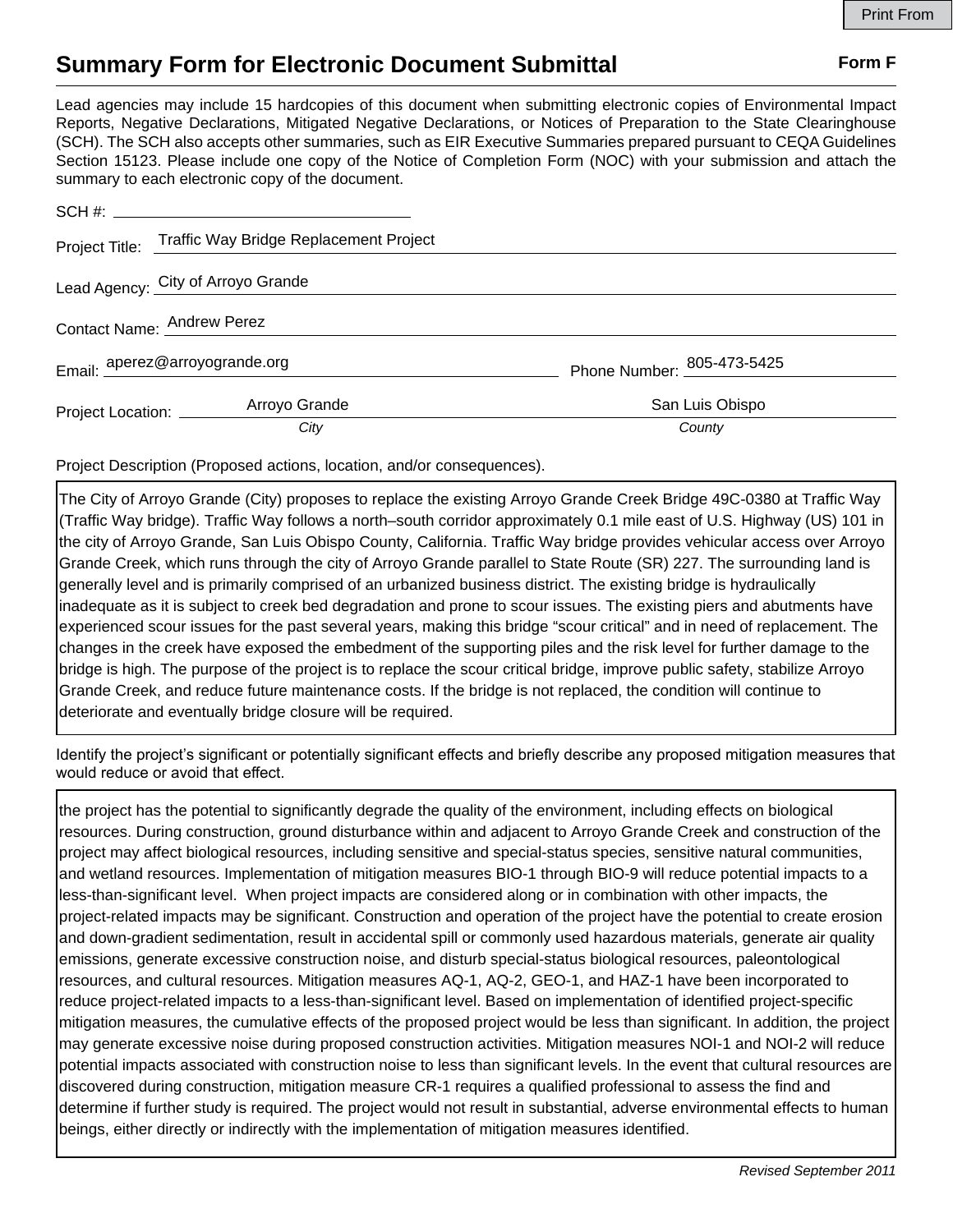# Summary Form for Electronic Document Submittal

**Form F**

Lead agencies may include 15 hardcopies of this document when submitting electronic copies of Environmental Impact Reports, Negative Declarations, Mitigated Negative Declarations, or Notices of Preparation to the State Clearinghouse (SCH). The SCH also accepts other summaries, such as EIR Executive Summaries prepared pursuant to CEQA Guidelines Section 15123. Please include one copy of the Notice of Completion Form (NOC) with your submission and attach the summary to each electronic copy of the document.

SCH #: ______________________

Project Title: Traffic Way Bridge Replacement Project

Lead Agency: City of Arroyo Grande

Contact Name: Andrew Perez

Email: aperez@arroyogrande.org Phone Number: 805-473-5425

Project Location: Arroyo Grande (*City*) San Luis Obispo (*County*)

Project Description (Proposed actions, location, and/or consequences).

The City of Arroyo Grande (City) proposes to replace the existing Arroyo Grande Creek Bridge 49C-0380 at Traffic Way (Traffic Way bridge). Traffic Way follows a north–south corridor approximately 0.1 mile east of U.S. Highway (US) 101 in the city of Arroyo Grande, San Luis Obispo County, California. Traffic Way bridge provides vehicular access over Arroyo Grande Creek, which runs through the city of Arroyo Grande parallel to State Route (SR) 227. The surrounding land is generally level and is primarily comprised of an urbanized business district. The existing bridge is hydraulically inadequate as it is subject to creek bed degradation and prone to scour issues. The existing piers and abutments have experienced scour issues for the past several years, making this bridge "scour critical" and in need of replacement. The changes in the creek have exposed the embedment of the supporting piles and the risk level for further damage to the bridge is high. The purpose of the project is to replace the scour critical bridge, improve public safety, stabilize Arroyo Grande Creek, and reduce future maintenance costs. If the bridge is not replaced, the condition will continue to deteriorate and eventually bridge closure will be required.

Identify the project's significant or potentially significant effects and briefly describe any proposed mitigation measures that would reduce or avoid that effect.

the project has the potential to significantly degrade the quality of the environment, including effects on biological resources. During construction, ground disturbance within and adjacent to Arroyo Grande Creek and construction of the project may affect biological resources, including sensitive and special-status species, sensitive natural communities, and wetland resources. Implementation of mitigation measures BIO-1 through BIO-9 will reduce potential impacts to a less-than-significant level. When project impacts are considered along or in combination with other impacts, the project-related impacts may be significant. Construction and operation of the project have the potential to create erosion and down-gradient sedimentation, result in accidental spill or commonly used hazardous materials, generate air quality emissions, generate excessive construction noise, and disturb special-status biological resources, paleontological resources, and cultural resources. Mitigation measures AQ-1, AQ-2, GEO-1, and HAZ-1 have been incorporated to reduce project-related impacts to a less-than-significant level. Based on implementation of identified project-specific mitigation measures, the cumulative effects of the proposed project would be less than significant. In addition, the project may generate excessive noise during proposed construction activities. Mitigation measures NOI-1 and NOI-2 will reduce potential impacts associated with construction noise to less than significant levels. In the event that cultural resources are discovered during construction, mitigation measure CR-1 requires a qualified professional to assess the find and determine if further study is required. The project would not result in substantial, adverse environmental effects to human beings, either directly or indirectly with the implementation of mitigation measures identified.

*Revised September 2011*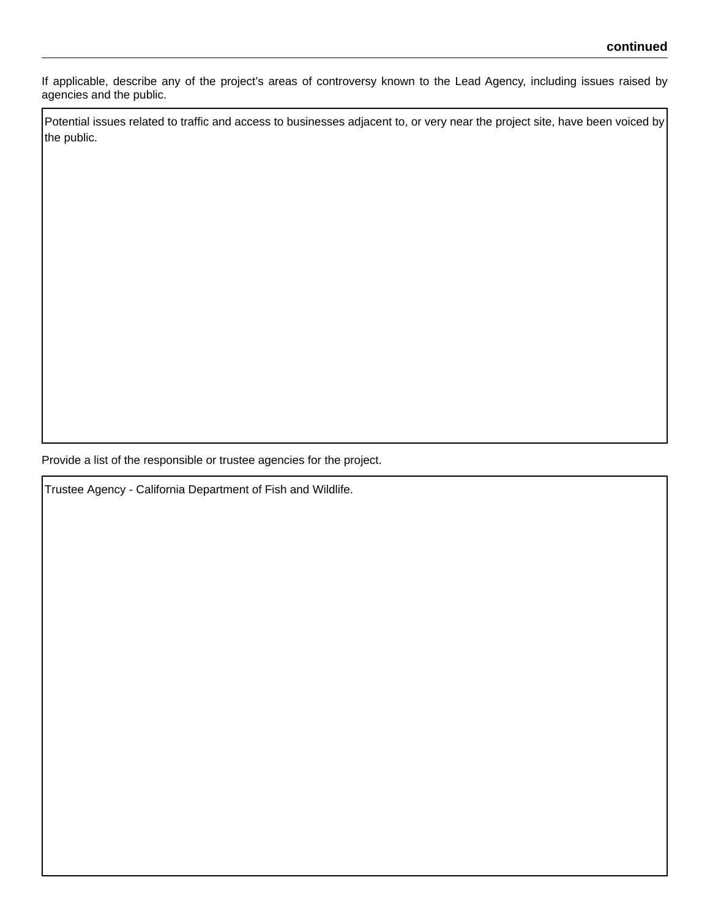**continued**

If applicable, describe any of the project's areas of controversy known to the Lead Agency, including issues raised by agencies and the public.

Potential issues related to traffic and access to businesses adjacent to, or very near the project site, have been voiced by the public.

Provide a list of the responsible or trustee agencies for the project.

Trustee Agency - California Department of Fish and Wildlife.